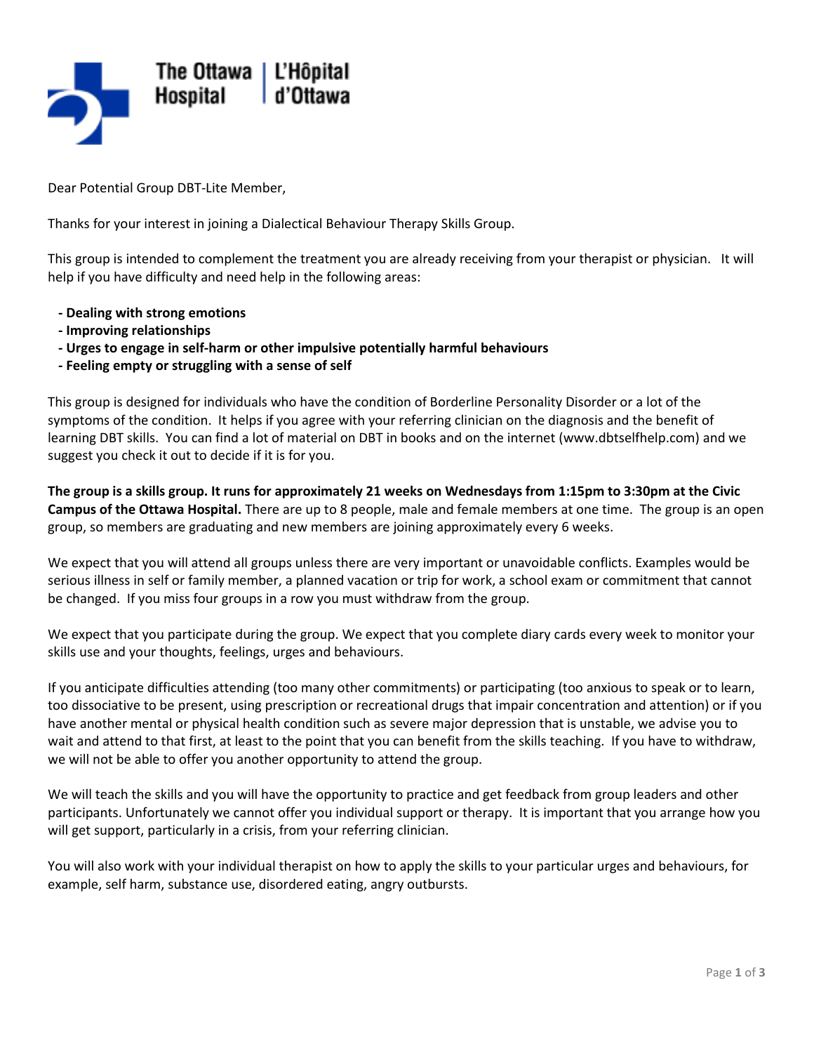The Ottawa Hospital | L'Hôpital d'Ottawa

Dear Potential Group DBT-Lite Member,

Thanks for your interest in joining a Dialectical Behaviour Therapy Skills Group.

This group is intended to complement the treatment you are already receiving from your therapist or physician. It will help if you have difficulty and need help in the following areas:

- **Dealing with strong emotions**
- **Improving relationships**
- **Urges to engage in self-harm or other impulsive potentially harmful behaviours**
- **Feeling empty or struggling with a sense of self**

This group is designed for individuals who have the condition of Borderline Personality Disorder or a lot of the symptoms of the condition. It helps if you agree with your referring clinician on the diagnosis and the benefit of learning DBT skills. You can find a lot of material on DBT in books and on the internet (www.dbtselfhelp.com) and we suggest you check it out to decide if it is for you.

**The group is a skills group. It runs for approximately 21 weeks on Wednesdays from 1:15pm to 3:30pm at the Civic Campus of the Ottawa Hospital.** There are up to 8 people, male and female members at one time. The group is an open group, so members are graduating and new members are joining approximately every 6 weeks.

We expect that you will attend all groups unless there are very important or unavoidable conflicts. Examples would be serious illness in self or family member, a planned vacation or trip for work, a school exam or commitment that cannot be changed. If you miss four groups in a row you must withdraw from the group.

We expect that you participate during the group. We expect that you complete diary cards every week to monitor your skills use and your thoughts, feelings, urges and behaviours.

If you anticipate difficulties attending (too many other commitments) or participating (too anxious to speak or to learn, too dissociative to be present, using prescription or recreational drugs that impair concentration and attention) or if you have another mental or physical health condition such as severe major depression that is unstable, we advise you to wait and attend to that first, at least to the point that you can benefit from the skills teaching. If you have to withdraw, we will not be able to offer you another opportunity to attend the group.

We will teach the skills and you will have the opportunity to practice and get feedback from group leaders and other participants. Unfortunately we cannot offer you individual support or therapy. It is important that you arrange how you will get support, particularly in a crisis, from your referring clinician.

You will also work with your individual therapist on how to apply the skills to your particular urges and behaviours, for example, self harm, substance use, disordered eating, angry outbursts.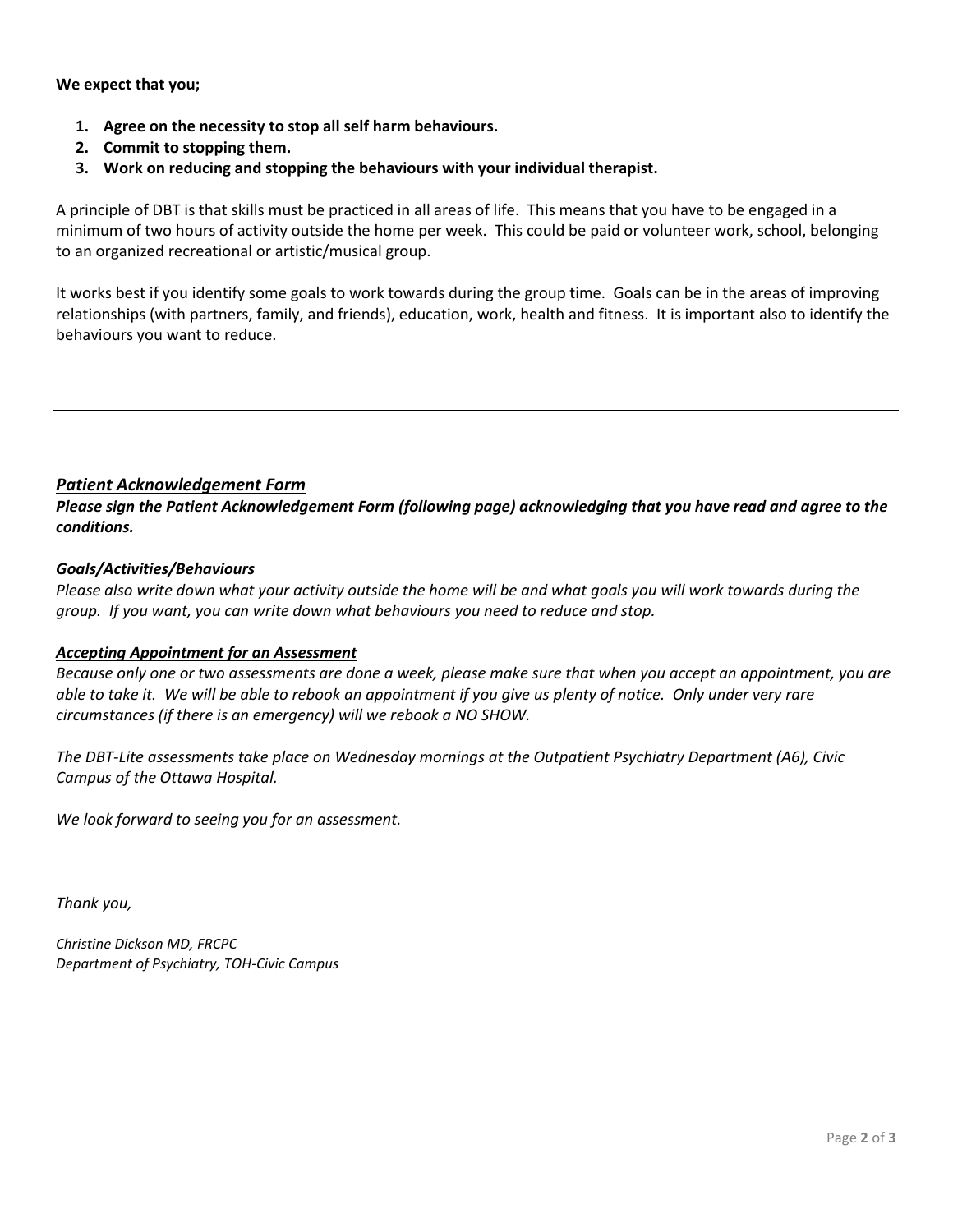**We expect that you;**

1. **Agree on the necessity to stop all self harm behaviours.**
2. **Commit to stopping them.**
3. **Work on reducing and stopping the behaviours with your individual therapist.**

A principle of DBT is that skills must be practiced in all areas of life. This means that you have to be engaged in a minimum of two hours of activity outside the home per week. This could be paid or volunteer work, school, belonging to an organized recreational or artistic/musical group.

It works best if you identify some goals to work towards during the group time. Goals can be in the areas of improving relationships (with partners, family, and friends), education, work, health and fitness. It is important also to identify the behaviours you want to reduce.

---

***Patient Acknowledgement Form***

***Please sign the Patient Acknowledgement Form (following page) acknowledging that you have read and agree to the conditions.***

***Goals/Activities/Behaviours***

*Please also write down what your activity outside the home will be and what goals you will work towards during the group. If you want, you can write down what behaviours you need to reduce and stop.*

***Accepting Appointment for an Assessment***

*Because only one or two assessments are done a week, please make sure that when you accept an appointment, you are able to take it. We will be able to rebook an appointment if you give us plenty of notice. Only under very rare circumstances (if there is an emergency) will we rebook a NO SHOW.*

*The DBT-Lite assessments take place on Wednesday mornings at the Outpatient Psychiatry Department (A6), Civic Campus of the Ottawa Hospital.*

*We look forward to seeing you for an assessment.*

*Thank you,*

*Christine Dickson MD, FRCPC*
*Department of Psychiatry, TOH-Civic Campus*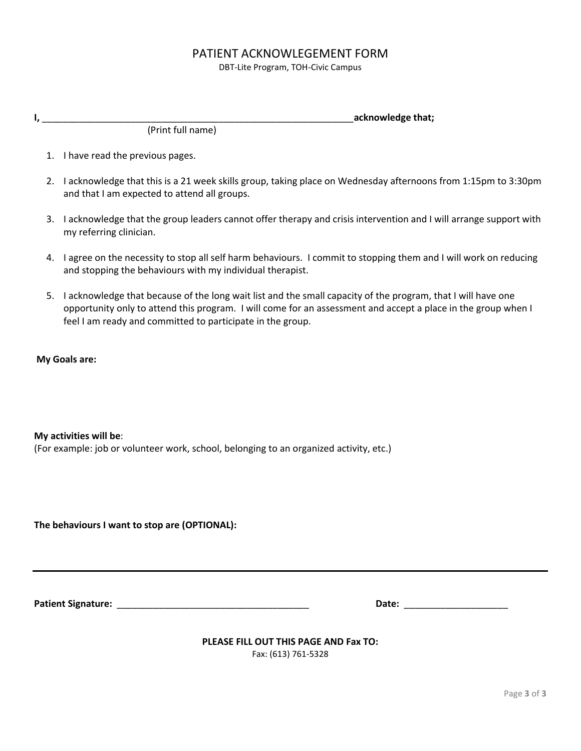# PATIENT ACKNOWLEGEMENT FORM

DBT-Lite Program, TOH-Civic Campus

**I, \_\_\_\_\_\_\_\_\_\_\_\_\_\_\_\_\_\_\_\_\_\_\_\_\_\_\_\_\_\_\_\_\_\_\_\_\_\_\_\_\_\_\_\_\_\_\_\_\_\_\_\_\_\_\_\_\_\_\_\_acknowledge that;**
(Print full name)

1. I have read the previous pages.
2. I acknowledge that this is a 21 week skills group, taking place on Wednesday afternoons from 1:15pm to 3:30pm and that I am expected to attend all groups.
3. I acknowledge that the group leaders cannot offer therapy and crisis intervention and I will arrange support with my referring clinician.
4. I agree on the necessity to stop all self harm behaviours. I commit to stopping them and I will work on reducing and stopping the behaviours with my individual therapist.
5. I acknowledge that because of the long wait list and the small capacity of the program, that I will have one opportunity only to attend this program. I will come for an assessment and accept a place in the group when I feel I am ready and committed to participate in the group.

**My Goals are:**

**My activities will be**:
(For example: job or volunteer work, school, belonging to an organized activity, etc.)

**The behaviours I want to stop are (OPTIONAL):**

---

**Patient Signature:** \_\_\_\_\_\_\_\_\_\_\_\_\_\_\_\_\_\_\_\_\_\_\_\_\_\_\_\_\_\_\_\_\_\_\_\_\_\_ **Date:** \_\_\_\_\_\_\_\_\_\_\_\_\_\_\_\_\_\_\_\_

**PLEASE FILL OUT THIS PAGE AND Fax TO:**
Fax: (613) 761-5328